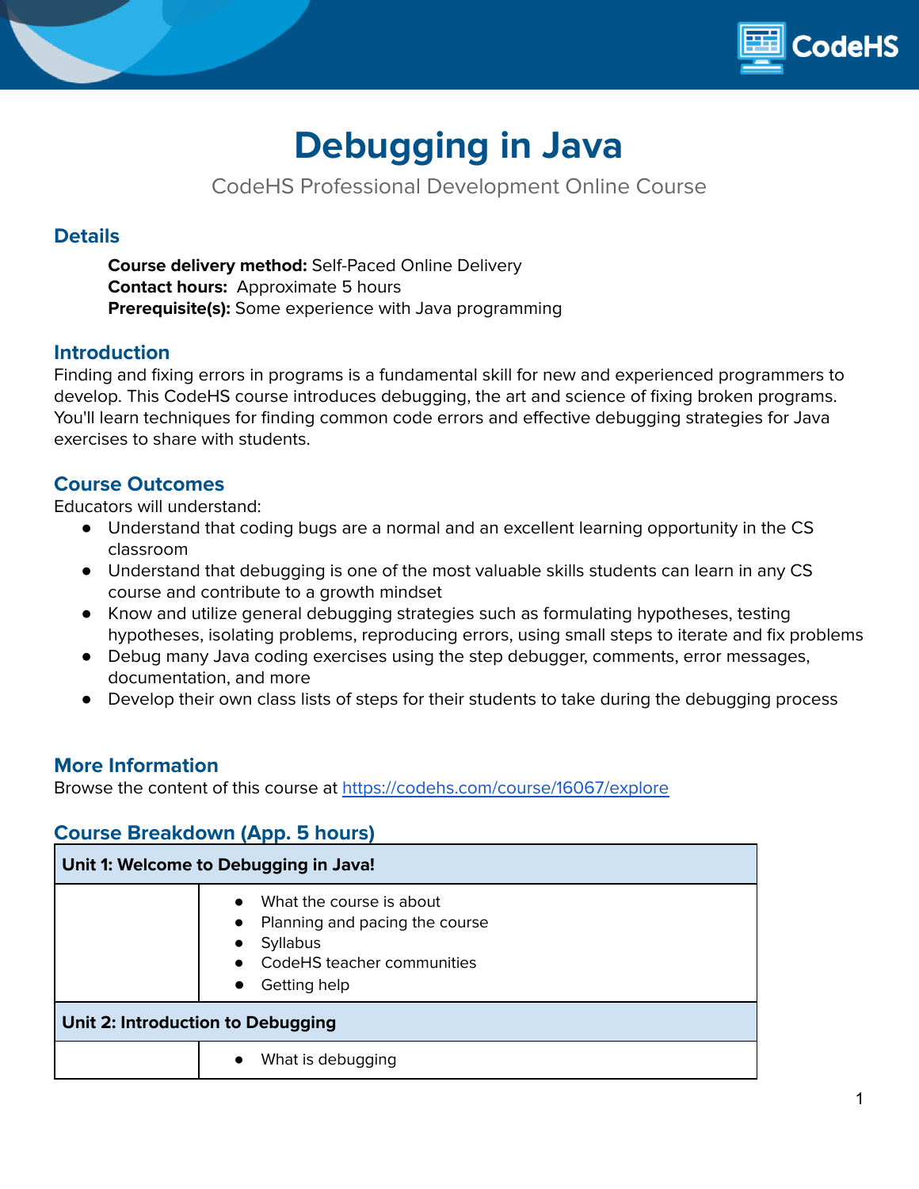# Debugging in Java

CodeHS Professional Development Online Course

## Details

**Course delivery method:** Self-Paced Online Delivery
**Contact hours:** Approximate 5 hours
**Prerequisite(s):** Some experience with Java programming

## Introduction

Finding and fixing errors in programs is a fundamental skill for new and experienced programmers to develop. This CodeHS course introduces debugging, the art and science of fixing broken programs. You'll learn techniques for finding common code errors and effective debugging strategies for Java exercises to share with students.

## Course Outcomes

Educators will understand:

- Understand that coding bugs are a normal and an excellent learning opportunity in the CS classroom
- Understand that debugging is one of the most valuable skills students can learn in any CS course and contribute to a growth mindset
- Know and utilize general debugging strategies such as formulating hypotheses, testing hypotheses, isolating problems, reproducing errors, using small steps to iterate and fix problems
- Debug many Java coding exercises using the step debugger, comments, error messages, documentation, and more
- Develop their own class lists of steps for their students to take during the debugging process

## More Information

Browse the content of this course at https://codehs.com/course/16067/explore

## Course Breakdown (App. 5 hours)

| **Unit 1: Welcome to Debugging in Java!** | |
|---|---|
| | • What the course is about<br>• Planning and pacing the course<br>• Syllabus<br>• CodeHS teacher communities<br>• Getting help |
| **Unit 2: Introduction to Debugging** | |
| | • What is debugging |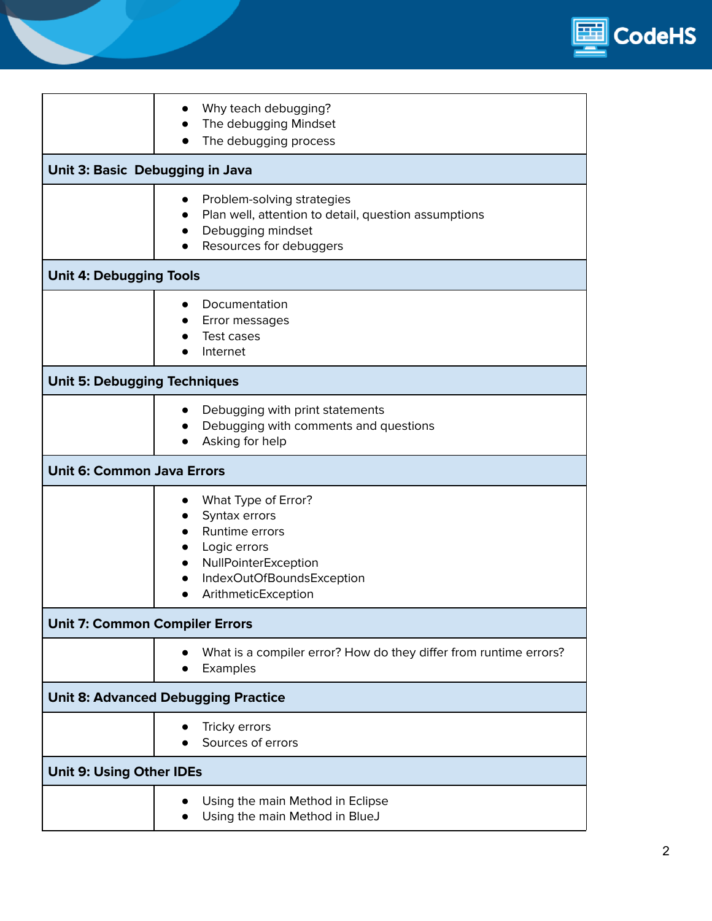| | |
|---|---|
| | • Why teach debugging?<br>• The debugging Mindset<br>• The debugging process |
| **Unit 3: Basic  Debugging in Java** | |
| | • Problem-solving strategies<br>• Plan well, attention to detail, question assumptions<br>• Debugging mindset<br>• Resources for debuggers |
| **Unit 4: Debugging Tools** | |
| | • Documentation<br>• Error messages<br>• Test cases<br>• Internet |
| **Unit 5: Debugging Techniques** | |
| | • Debugging with print statements<br>• Debugging with comments and questions<br>• Asking for help |
| **Unit 6: Common Java Errors** | |
| | • What Type of Error?<br>• Syntax errors<br>• Runtime errors<br>• Logic errors<br>• NullPointerException<br>• IndexOutOfBoundsException<br>• ArithmeticException |
| **Unit 7: Common Compiler Errors** | |
| | • What is a compiler error? How do they differ from runtime errors?<br>• Examples |
| **Unit 8: Advanced Debugging Practice** | |
| | • Tricky errors<br>• Sources of errors |
| **Unit 9: Using Other IDEs** | |
| | • Using the main Method in Eclipse<br>• Using the main Method in BlueJ |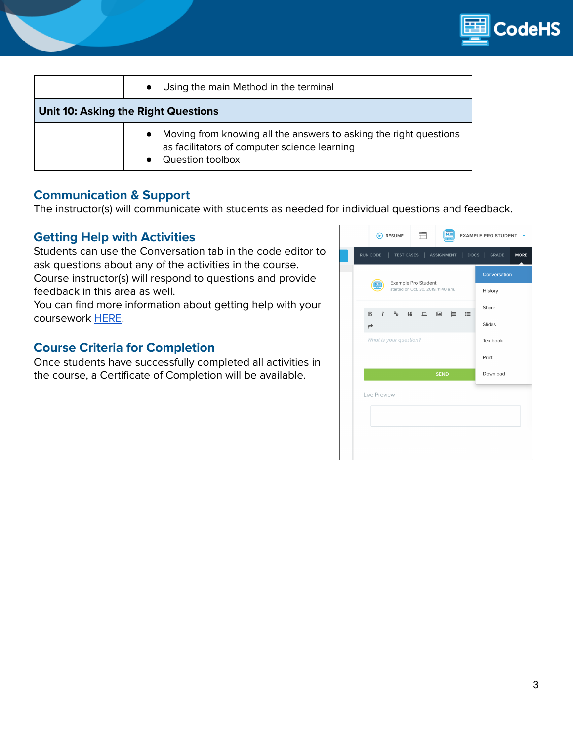| | |
|---|---|
| | • Using the main Method in the terminal |
| **Unit 10: Asking the Right Questions** | |
| | • Moving from knowing all the answers to asking the right questions as facilitators of computer science learning<br>• Question toolbox |

## Communication & Support

The instructor(s) will communicate with students as needed for individual questions and feedback.

## Getting Help with Activities

Students can use the Conversation tab in the code editor to ask questions about any of the activities in the course. Course instructor(s) will respond to questions and provide feedback in this area as well.
You can find more information about getting help with your coursework HERE.

## Course Criteria for Completion

Once students have successfully completed all activities in the course, a Certificate of Completion will be available.